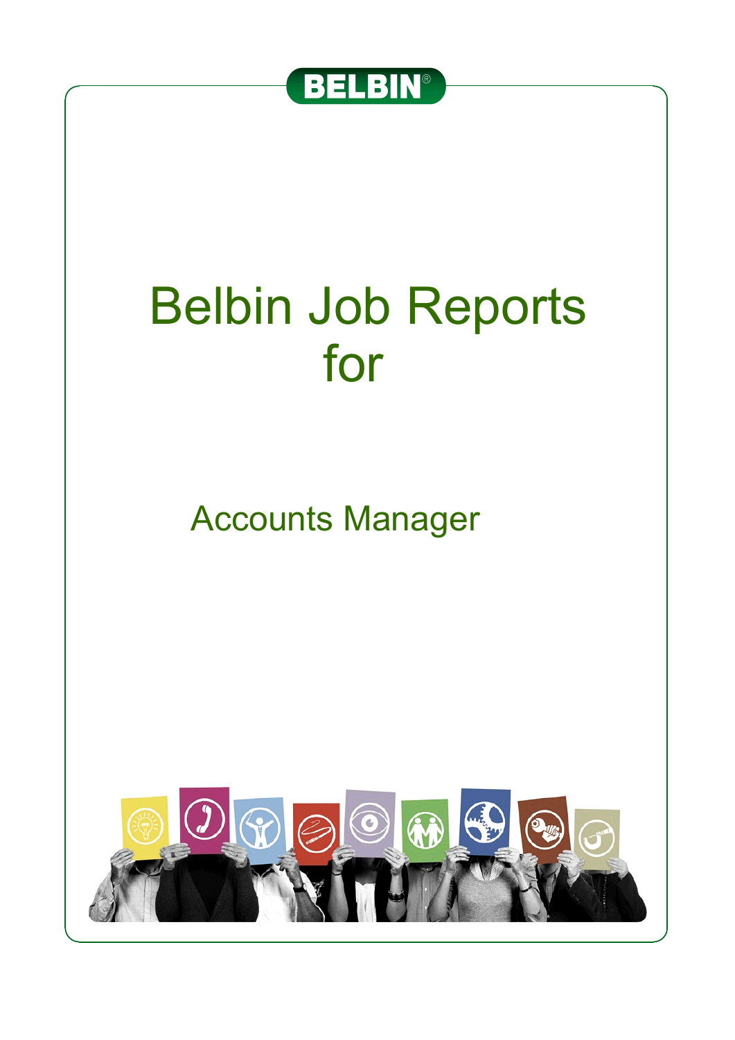BELBIN®

# Belbin Job Reports for

## Accounts Manager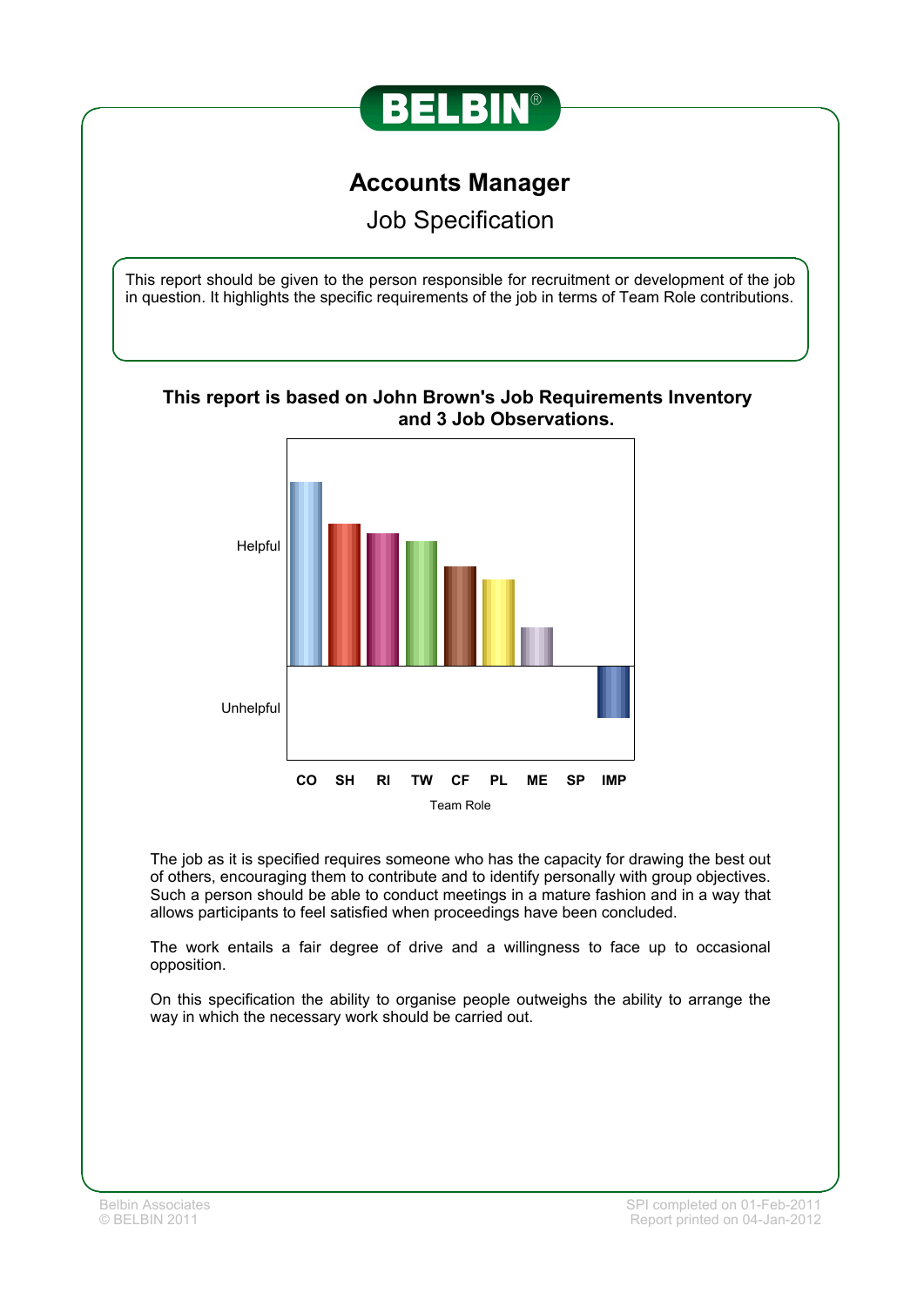# BELBIN

## Accounts Manager

### Job Specification

This report should be given to the person responsible for recruitment or development of the job in question. It highlights the specific requirements of the job in terms of Team Role contributions.

**This report is based on John Brown's Job Requirements Inventory and 3 Job Observations.**

Helpful

Unhelpful

CO SH RI TW CF PL ME SP IMP

Team Role

The job as it is specified requires someone who has the capacity for drawing the best out of others, encouraging them to contribute and to identify personally with group objectives. Such a person should be able to conduct meetings in a mature fashion and in a way that allows participants to feel satisfied when proceedings have been concluded.

The work entails a fair degree of drive and a willingness to face up to occasional opposition.

On this specification the ability to organise people outweighs the ability to arrange the way in which the necessary work should be carried out.

Belbin Associates
© BELBIN 2011

SPI completed on 01-Feb-2011
Report printed on 04-Jan-2012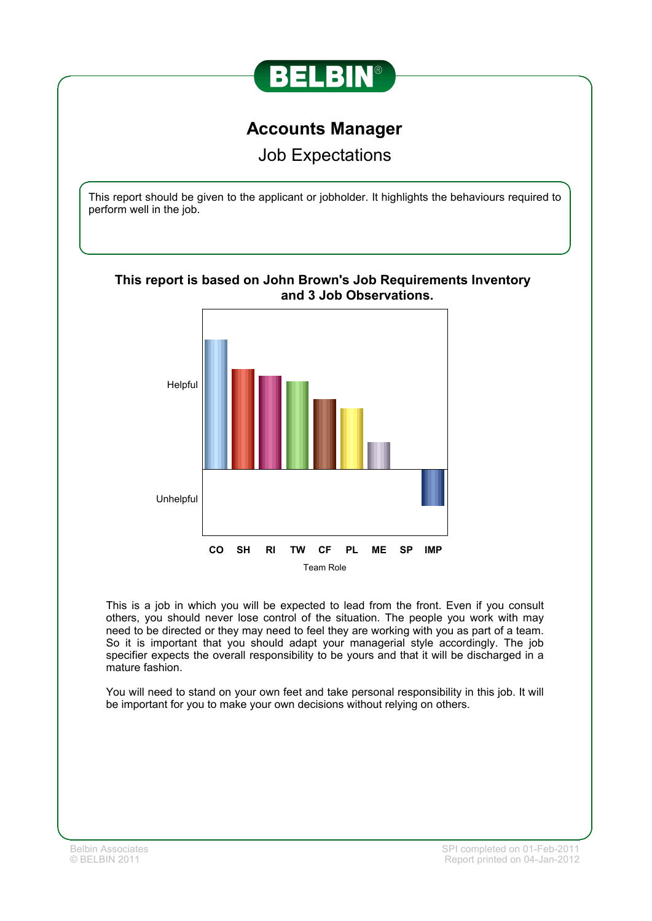# BELBIN

## Accounts Manager

### Job Expectations

This report should be given to the applicant or jobholder. It highlights the behaviours required to perform well in the job.

**This report is based on John Brown's Job Requirements Inventory and 3 Job Observations.**

Helpful

Unhelpful

CO SH RI TW CF PL ME SP IMP

Team Role

This is a job in which you will be expected to lead from the front. Even if you consult others, you should never lose control of the situation. The people you work with may need to be directed or they may need to feel they are working with you as part of a team. So it is important that you should adapt your managerial style accordingly. The job specifier expects the overall responsibility to be yours and that it will be discharged in a mature fashion.

You will need to stand on your own feet and take personal responsibility in this job. It will be important for you to make your own decisions without relying on others.

Belbin Associates
© BELBIN 2011

SPI completed on 01-Feb-2011
Report printed on 04-Jan-2012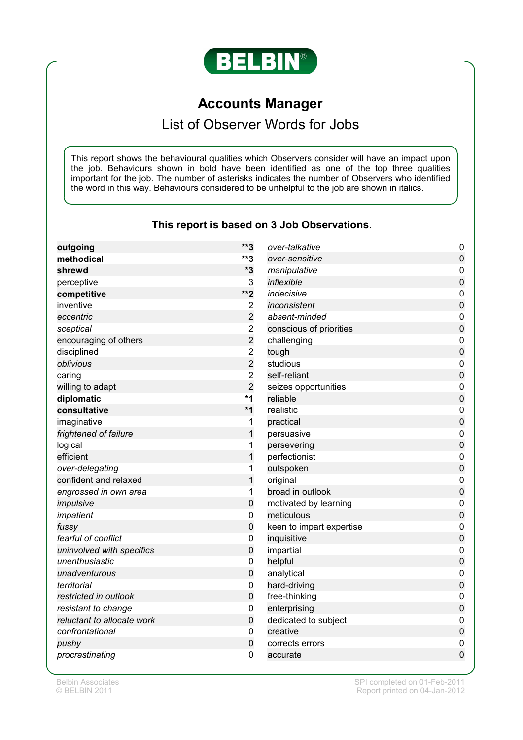BELBIN®

# Accounts Manager

## List of Observer Words for Jobs

This report shows the behavioural qualities which Observers consider will have an impact upon the job. Behaviours shown in bold have been identified as one of the top three qualities important for the job. The number of asterisks indicates the number of Observers who identified the word in this way. Behaviours considered to be unhelpful to the job are shown in italics.

### This report is based on 3 Job Observations.

| | | | |
|---|---|---|---|
| **outgoing** | **3 | *over-talkative* | 0 |
| **methodical** | **3 | *over-sensitive* | 0 |
| **shrewd** | *3 | *manipulative* | 0 |
| perceptive | 3 | *inflexible* | 0 |
| **competitive** | **2 | *indecisive* | 0 |
| inventive | 2 | *inconsistent* | 0 |
| *eccentric* | 2 | *absent-minded* | 0 |
| *sceptical* | 2 | conscious of priorities | 0 |
| encouraging of others | 2 | challenging | 0 |
| disciplined | 2 | tough | 0 |
| *oblivious* | 2 | studious | 0 |
| caring | 2 | self-reliant | 0 |
| willing to adapt | 2 | seizes opportunities | 0 |
| **diplomatic** | *1 | reliable | 0 |
| **consultative** | *1 | realistic | 0 |
| imaginative | 1 | practical | 0 |
| *frightened of failure* | 1 | persuasive | 0 |
| logical | 1 | persevering | 0 |
| efficient | 1 | perfectionist | 0 |
| *over-delegating* | 1 | outspoken | 0 |
| confident and relaxed | 1 | original | 0 |
| *engrossed in own area* | 1 | broad in outlook | 0 |
| *impulsive* | 0 | motivated by learning | 0 |
| *impatient* | 0 | meticulous | 0 |
| *fussy* | 0 | keen to impart expertise | 0 |
| *fearful of conflict* | 0 | inquisitive | 0 |
| *uninvolved with specifics* | 0 | impartial | 0 |
| *unenthusiastic* | 0 | helpful | 0 |
| *unadventurous* | 0 | analytical | 0 |
| *territorial* | 0 | hard-driving | 0 |
| *restricted in outlook* | 0 | free-thinking | 0 |
| *resistant to change* | 0 | enterprising | 0 |
| *reluctant to allocate work* | 0 | dedicated to subject | 0 |
| *confrontational* | 0 | creative | 0 |
| *pushy* | 0 | corrects errors | 0 |
| *procrastinating* | 0 | accurate | 0 |

Belbin Associates
© BELBIN 2011

SPI completed on 01-Feb-2011
Report printed on 04-Jan-2012